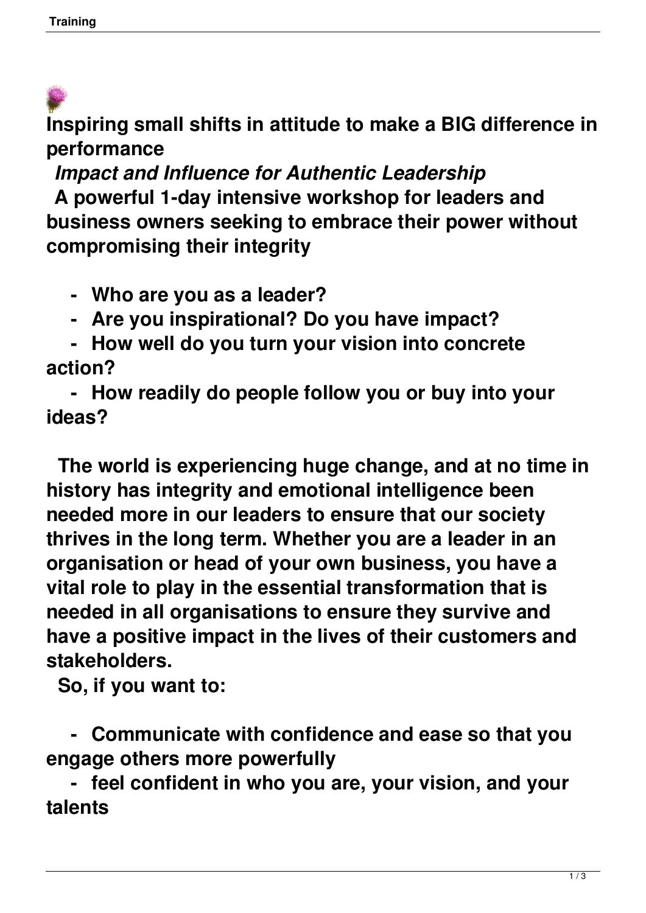# Inspiring small shifts in attitude to make a BIG difference in performance

## *Impact and Influence for Authentic Leadership*

**A powerful 1-day intensive workshop for leaders and business owners seeking to embrace their power without compromising their integrity**

- **Who are you as a leader?**
- **Are you inspirational? Do you have impact?**
- **How well do you turn your vision into concrete action?**
- **How readily do people follow you or buy into your ideas?**

**The world is experiencing huge change, and at no time in history has integrity and emotional intelligence been needed more in our leaders to ensure that our society thrives in the long term. Whether you are a leader in an organisation or head of your own business, you have a vital role to play in the essential transformation that is needed in all organisations to ensure they survive and have a positive impact in the lives of their customers and stakeholders.**

**So, if you want to:**

- **Communicate with confidence and ease so that you engage others more powerfully**
- **feel confident in who you are, your vision, and your talents**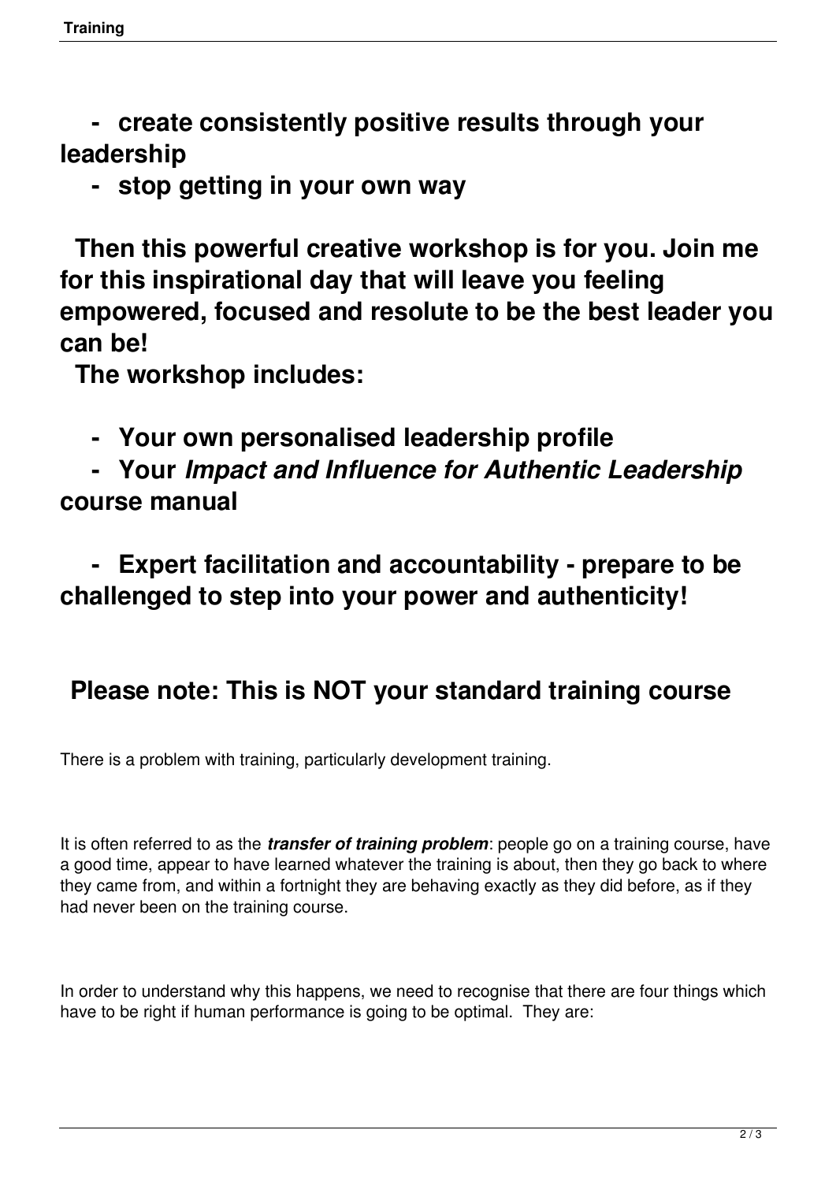- **create consistently positive results through your leadership**
- **stop getting in your own way**

**Then this powerful creative workshop is for you. Join me for this inspirational day that will leave you feeling empowered, focused and resolute to be the best leader you can be!**

**The workshop includes:**

- **Your own personalised leadership profile**
- **Your *Impact and Influence for Authentic Leadership* course manual**
- **Expert facilitation and accountability - prepare to be challenged to step into your power and authenticity!**

## Please note: This is NOT your standard training course

There is a problem with training, particularly development training.

It is often referred to as the ***transfer of training problem***: people go on a training course, have a good time, appear to have learned whatever the training is about, then they go back to where they came from, and within a fortnight they are behaving exactly as they did before, as if they had never been on the training course.

In order to understand why this happens, we need to recognise that there are four things which have to be right if human performance is going to be optimal. They are: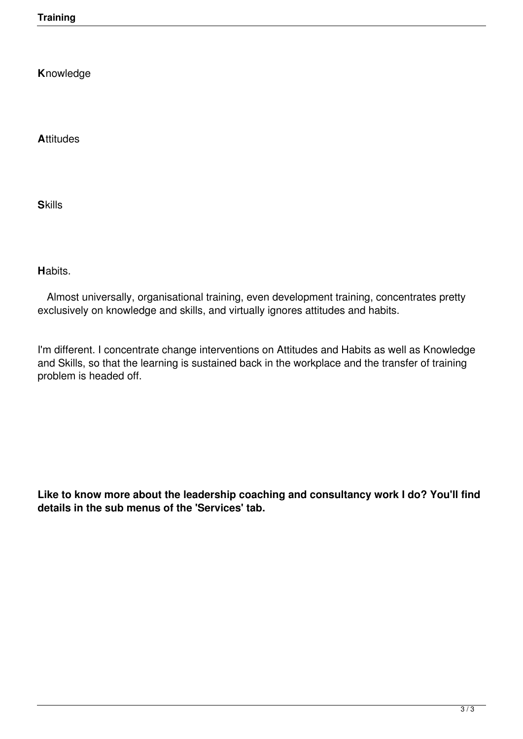**K**nowledge

**A**ttitudes

**S**kills

**H**abits.

Almost universally, organisational training, even development training, concentrates pretty exclusively on knowledge and skills, and virtually ignores attitudes and habits.

I'm different. I concentrate change interventions on Attitudes and Habits as well as Knowledge and Skills, so that the learning is sustained back in the workplace and the transfer of training problem is headed off.

**Like to know more about the leadership coaching and consultancy work I do? You'll find details in the sub menus of the 'Services' tab.**